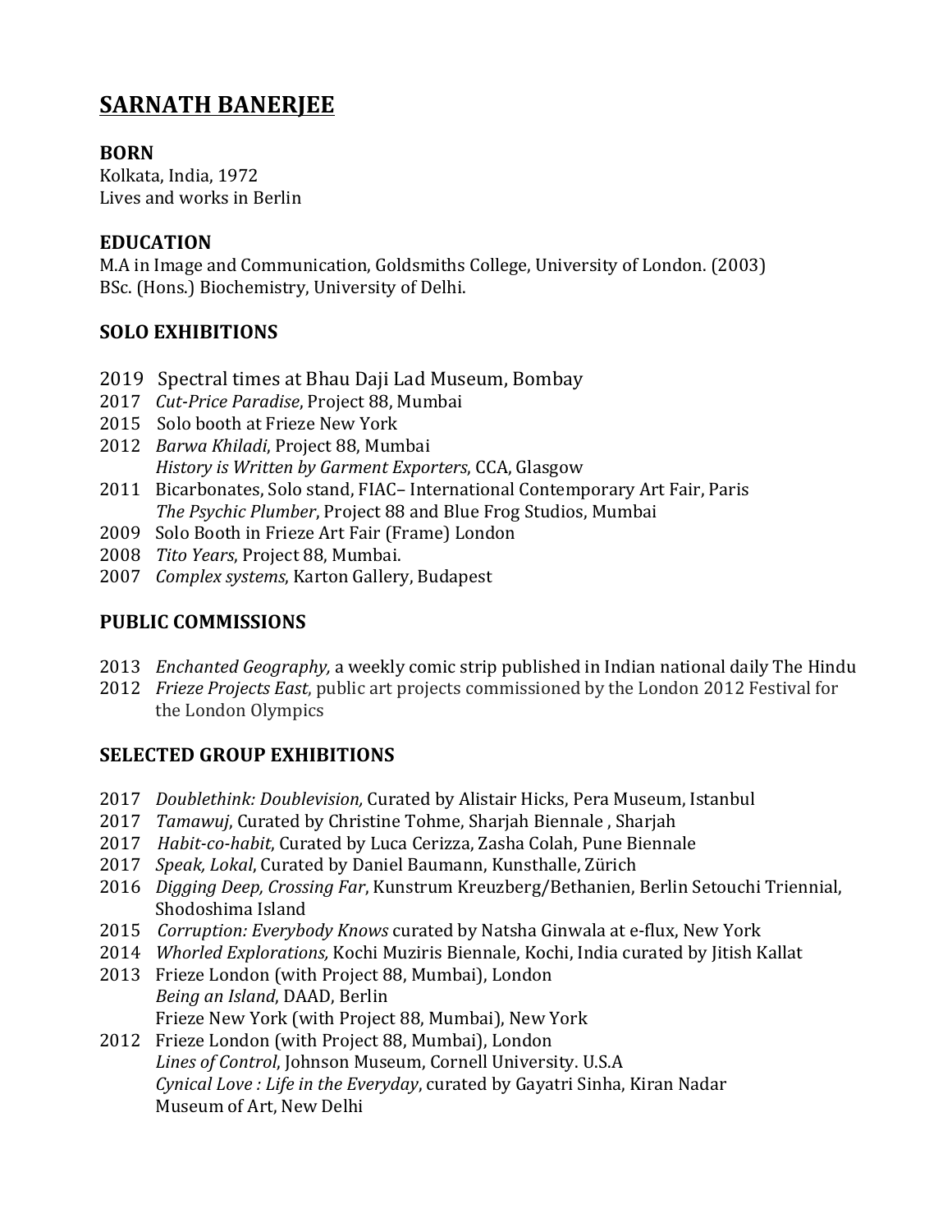# SARNATH BANERJEE

## BORN

Kolkata, India, 1972
Lives and works in Berlin

## EDUCATION

M.A in Image and Communication, Goldsmiths College, University of London. (2003)
BSc. (Hons.) Biochemistry, University of Delhi.

## SOLO EXHIBITIONS

2019 Spectral times at Bhau Daji Lad Museum, Bombay
2017 *Cut-Price Paradise*, Project 88, Mumbai
2015 Solo booth at Frieze New York
2012 *Barwa Khiladi*, Project 88, Mumbai
*History is Written by Garment Exporters*, CCA, Glasgow
2011 Bicarbonates, Solo stand, FIAC– International Contemporary Art Fair, Paris
*The Psychic Plumber*, Project 88 and Blue Frog Studios, Mumbai
2009 Solo Booth in Frieze Art Fair (Frame) London
2008 *Tito Years*, Project 88, Mumbai.
2007 *Complex systems*, Karton Gallery, Budapest

## PUBLIC COMMISSIONS

2013 *Enchanted Geography,* a weekly comic strip published in Indian national daily The Hindu
2012 *Frieze Projects East*, public art projects commissioned by the London 2012 Festival for the London Olympics

## SELECTED GROUP EXHIBITIONS

2017 *Doublethink: Doublevision,* Curated by Alistair Hicks, Pera Museum, Istanbul
2017 *Tamawuj*, Curated by Christine Tohme, Sharjah Biennale , Sharjah
2017 *Habit-co-habit*, Curated by Luca Cerizza, Zasha Colah, Pune Biennale
2017 *Speak, Lokal*, Curated by Daniel Baumann, Kunsthalle, Zürich
2016 *Digging Deep, Crossing Far*, Kunstrum Kreuzberg/Bethanien, Berlin Setouchi Triennial, Shodoshima Island
2015 *Corruption: Everybody Knows* curated by Natsha Ginwala at e-flux, New York
2014 *Whorled Explorations,* Kochi Muziris Biennale, Kochi, India curated by Jitish Kallat
2013 Frieze London (with Project 88, Mumbai), London
*Being an Island*, DAAD, Berlin
Frieze New York (with Project 88, Mumbai), New York
2012 Frieze London (with Project 88, Mumbai), London
*Lines of Control*, Johnson Museum, Cornell University. U.S.A
*Cynical Love : Life in the Everyday*, curated by Gayatri Sinha, Kiran Nadar Museum of Art, New Delhi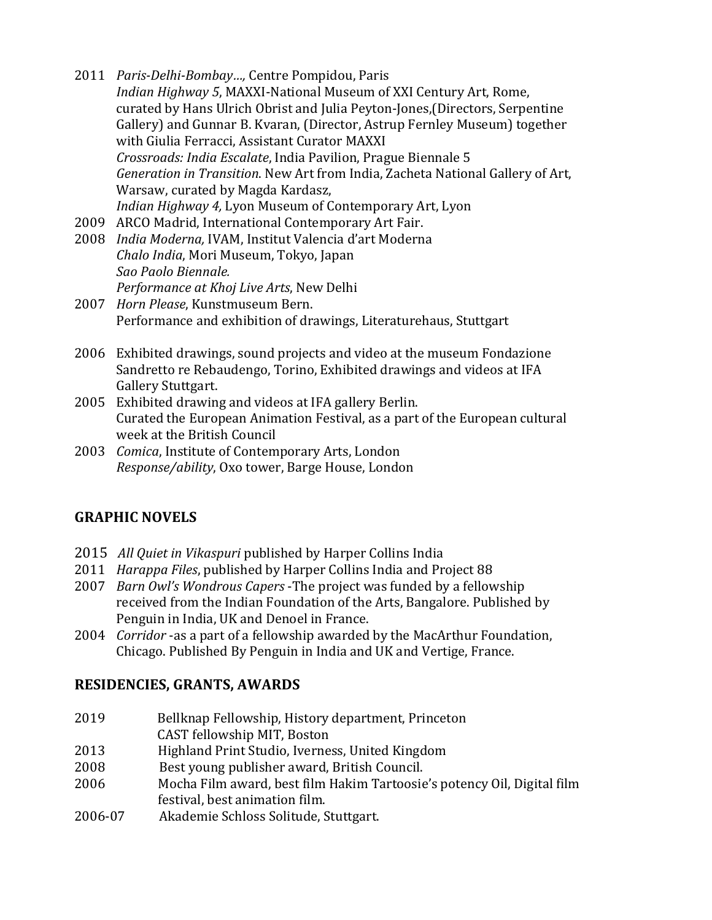2011 *Paris-Delhi-Bombay…,* Centre Pompidou, Paris
*Indian Highway 5*, MAXXI-National Museum of XXI Century Art, Rome, curated by Hans Ulrich Obrist and Julia Peyton-Jones,(Directors, Serpentine Gallery) and Gunnar B. Kvaran, (Director, Astrup Fernley Museum) together with Giulia Ferracci, Assistant Curator MAXXI
*Crossroads: India Escalate*, India Pavilion, Prague Biennale 5
*Generation in Transition*. New Art from India, Zacheta National Gallery of Art, Warsaw, curated by Magda Kardasz,
*Indian Highway 4,* Lyon Museum of Contemporary Art, Lyon

2009 ARCO Madrid, International Contemporary Art Fair.

2008 *India Moderna,* IVAM, Institut Valencia d'art Moderna
*Chalo India*, Mori Museum, Tokyo, Japan
*Sao Paolo Biennale.*
*Performance at Khoj Live Arts*, New Delhi

2007 *Horn Please*, Kunstmuseum Bern.
Performance and exhibition of drawings, Literaturehaus, Stuttgart

2006 Exhibited drawings, sound projects and video at the museum Fondazione Sandretto re Rebaudengo, Torino, Exhibited drawings and videos at IFA Gallery Stuttgart.

2005 Exhibited drawing and videos at IFA gallery Berlin.
Curated the European Animation Festival, as a part of the European cultural week at the British Council

2003 *Comica*, Institute of Contemporary Arts, London
*Response/ability*, Oxo tower, Barge House, London

## GRAPHIC NOVELS

2015 *All Quiet in Vikaspuri* published by Harper Collins India

2011 *Harappa Files*, published by Harper Collins India and Project 88

2007 *Barn Owl's Wondrous Capers* -The project was funded by a fellowship received from the Indian Foundation of the Arts, Bangalore. Published by Penguin in India, UK and Denoel in France.

2004 *Corridor* -as a part of a fellowship awarded by the MacArthur Foundation, Chicago. Published By Penguin in India and UK and Vertige, France.

## RESIDENCIES, GRANTS, AWARDS

2019 Bellknap Fellowship, History department, Princeton
CAST fellowship MIT, Boston

2013 Highland Print Studio, Iverness, United Kingdom

2008 Best young publisher award, British Council.

2006 Mocha Film award, best film Hakim Tartoosie's potency Oil, Digital film festival, best animation film.

2006-07 Akademie Schloss Solitude, Stuttgart.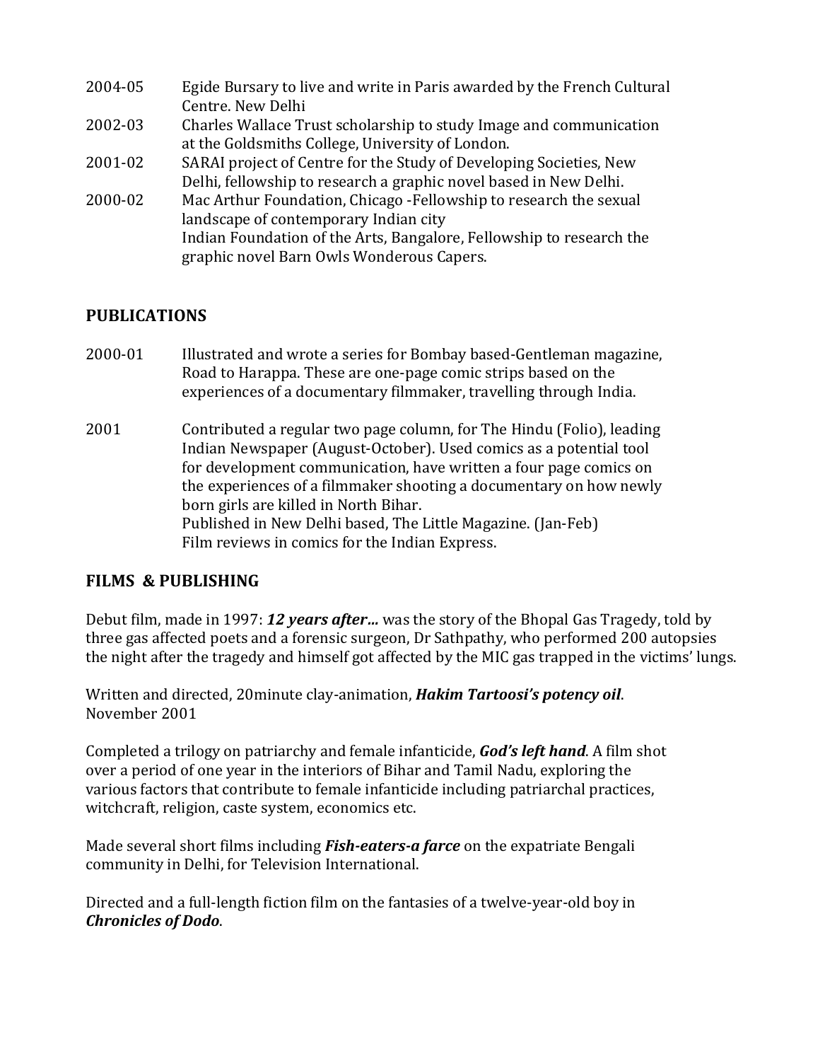2004-05 Egide Bursary to live and write in Paris awarded by the French Cultural Centre. New Delhi

2002-03 Charles Wallace Trust scholarship to study Image and communication at the Goldsmiths College, University of London.

2001-02 SARAI project of Centre for the Study of Developing Societies, New Delhi, fellowship to research a graphic novel based in New Delhi.

2000-02 Mac Arthur Foundation, Chicago -Fellowship to research the sexual landscape of contemporary Indian city
Indian Foundation of the Arts, Bangalore, Fellowship to research the graphic novel Barn Owls Wonderous Capers.

## PUBLICATIONS

2000-01 Illustrated and wrote a series for Bombay based-Gentleman magazine, Road to Harappa. These are one-page comic strips based on the experiences of a documentary filmmaker, travelling through India.

2001 Contributed a regular two page column, for The Hindu (Folio), leading Indian Newspaper (August-October). Used comics as a potential tool for development communication, have written a four page comics on the experiences of a filmmaker shooting a documentary on how newly born girls are killed in North Bihar.
Published in New Delhi based, The Little Magazine. (Jan-Feb)
Film reviews in comics for the Indian Express.

## FILMS & PUBLISHING

Debut film, made in 1997: ***12 years after…*** was the story of the Bhopal Gas Tragedy, told by three gas affected poets and a forensic surgeon, Dr Sathpathy, who performed 200 autopsies the night after the tragedy and himself got affected by the MIC gas trapped in the victims' lungs.

Written and directed, 20minute clay-animation, ***Hakim Tartoosi's potency oil***. November 2001

Completed a trilogy on patriarchy and female infanticide, ***God's left hand***. A film shot over a period of one year in the interiors of Bihar and Tamil Nadu, exploring the various factors that contribute to female infanticide including patriarchal practices, witchcraft, religion, caste system, economics etc.

Made several short films including ***Fish-eaters-a farce*** on the expatriate Bengali community in Delhi, for Television International.

Directed and a full-length fiction film on the fantasies of a twelve-year-old boy in ***Chronicles of Dodo***.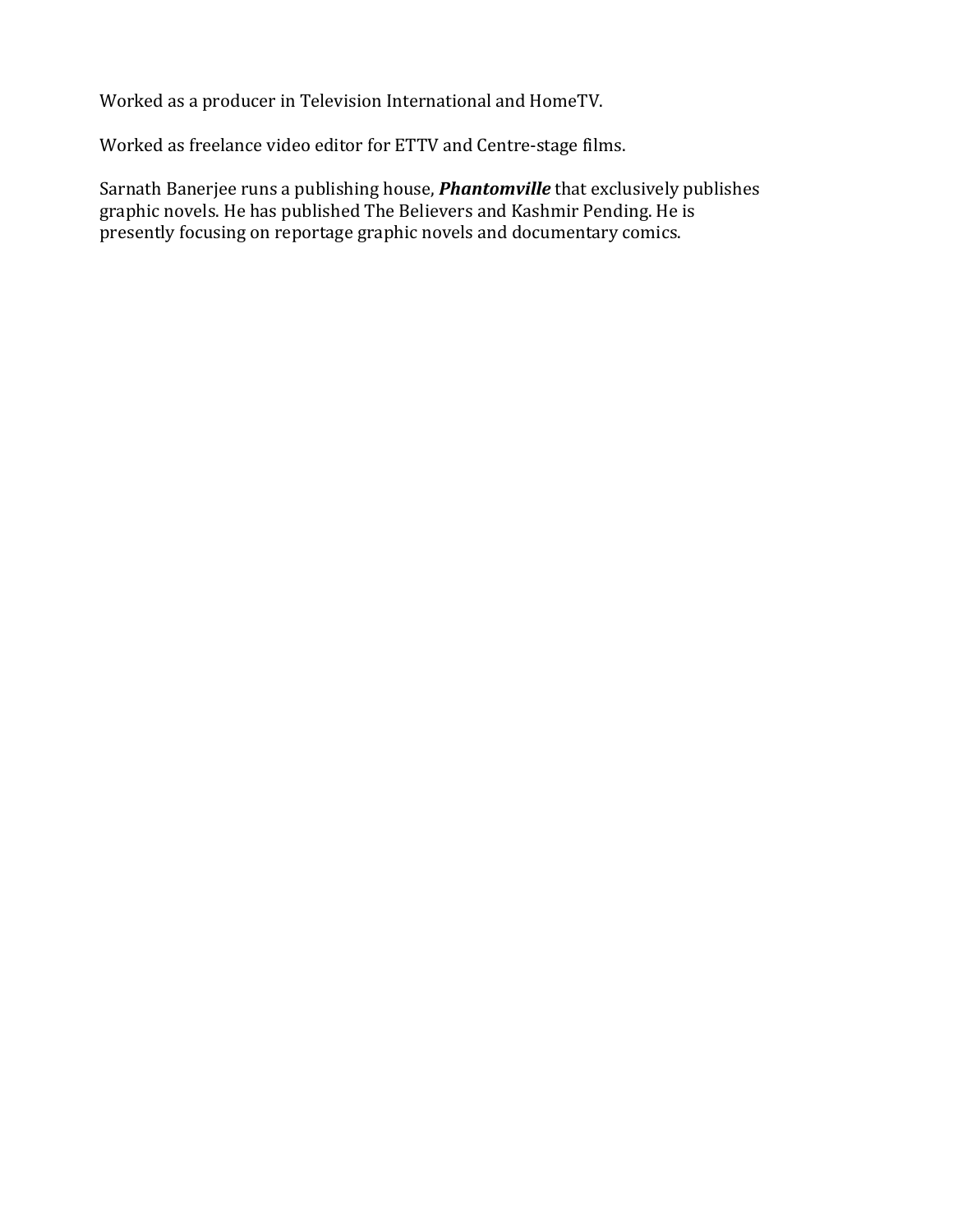Worked as a producer in Television International and HomeTV.

Worked as freelance video editor for ETTV and Centre-stage films.

Sarnath Banerjee runs a publishing house, ***Phantomville*** that exclusively publishes graphic novels. He has published The Believers and Kashmir Pending. He is presently focusing on reportage graphic novels and documentary comics.